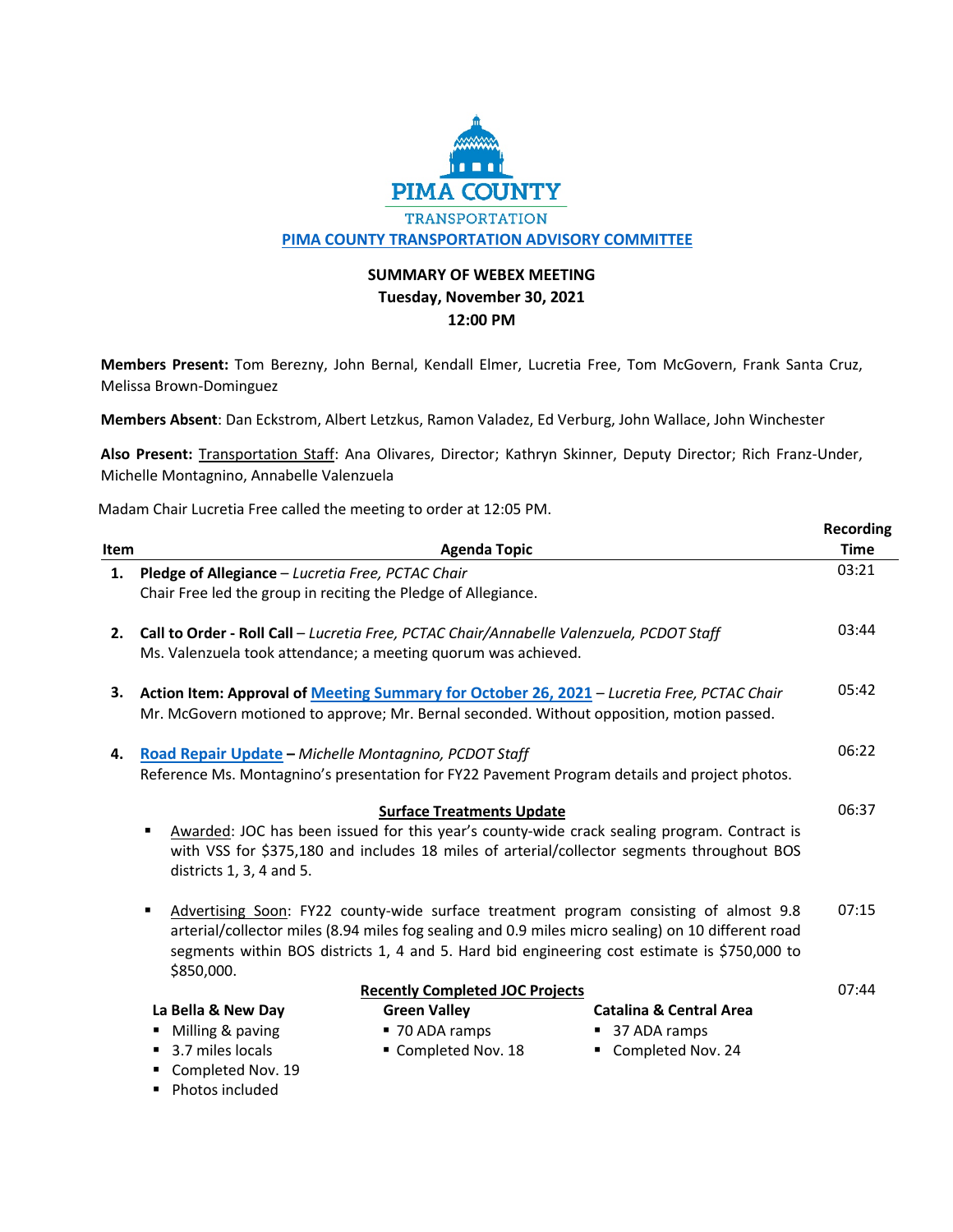PIMA COUNTY

TRANSPORTATION

**PIMA COUNTY TRANSPORTATION ADVISORY COMMITTEE**

**SUMMARY OF WEBEX MEETING**
**Tuesday, November 30, 2021**
**12:00 PM**

**Members Present:** Tom Berezny, John Bernal, Kendall Elmer, Lucretia Free, Tom McGovern, Frank Santa Cruz, Melissa Brown-Dominguez

**Members Absent**: Dan Eckstrom, Albert Letzkus, Ramon Valadez, Ed Verburg, John Wallace, John Winchester

**Also Present:** Transportation Staff: Ana Olivares, Director; Kathryn Skinner, Deputy Director; Rich Franz-Under, Michelle Montagnino, Annabelle Valenzuela

Madam Chair Lucretia Free called the meeting to order at 12:05 PM.

| Item | Agenda Topic | Recording Time |
|---|---|---|
| **1.** | **Pledge of Allegiance** – *Lucretia Free, PCTAC Chair*<br>Chair Free led the group in reciting the Pledge of Allegiance. | 03:21 |
| **2.** | **Call to Order - Roll Call** – *Lucretia Free, PCTAC Chair/Annabelle Valenzuela, PCDOT Staff*<br>Ms. Valenzuela took attendance; a meeting quorum was achieved. | 03:44 |
| **3.** | **Action Item: Approval of Meeting Summary for October 26, 2021** – *Lucretia Free, PCTAC Chair*<br>Mr. McGovern motioned to approve; Mr. Bernal seconded. Without opposition, motion passed. | 05:42 |
| **4.** | **Road Repair Update** – *Michelle Montagnino, PCDOT Staff*<br>Reference Ms. Montagnino's presentation for FY22 Pavement Program details and project photos. | 06:22 |
| | **Surface Treatments Update**<br>▪ Awarded: JOC has been issued for this year's county-wide crack sealing program. Contract is with VSS for $375,180 and includes 18 miles of arterial/collector segments throughout BOS districts 1, 3, 4 and 5. | 06:37 |
| | ▪ Advertising Soon: FY22 county-wide surface treatment program consisting of almost 9.8 arterial/collector miles (8.94 miles fog sealing and 0.9 miles micro sealing) on 10 different road segments within BOS districts 1, 4 and 5. Hard bid engineering cost estimate is $750,000 to $850,000. | 07:15 |
| | **Recently Completed JOC Projects** | 07:44 |

| La Bella & New Day | Green Valley | Catalina & Central Area |
|---|---|---|
| ▪ Milling & paving<br>▪ 3.7 miles locals<br>▪ Completed Nov. 19<br>▪ Photos included | ▪ 70 ADA ramps<br>▪ Completed Nov. 18 | ▪ 37 ADA ramps<br>▪ Completed Nov. 24 |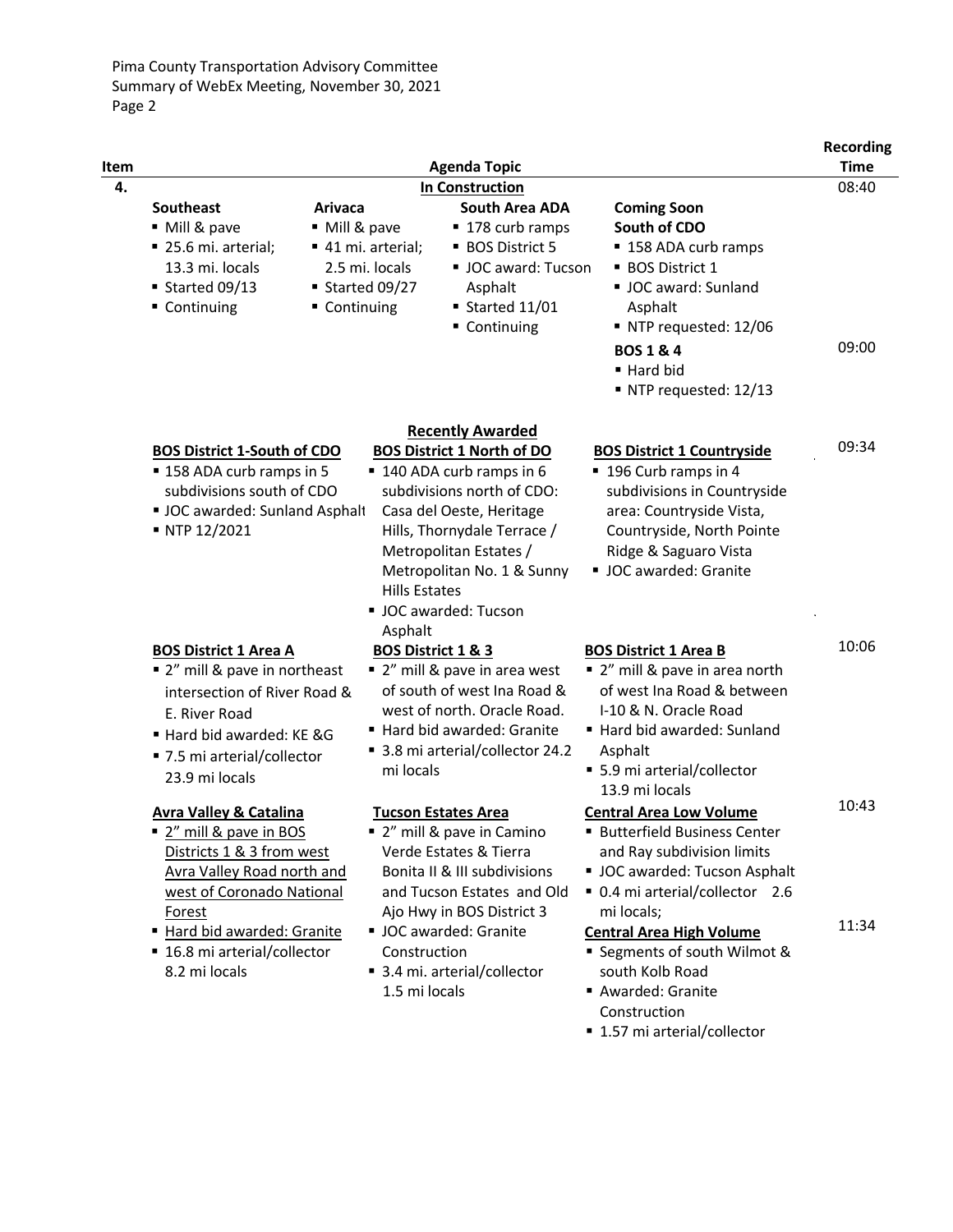| Item | Agenda Topic | Recording Time |
|---|---|---|
| 4. | **In Construction** | 08:40 |

**Southeast**
- Mill & pave
- 25.6 mi. arterial; 13.3 mi. locals
- Started 09/13
- Continuing

**Arivaca**
- Mill & pave
- 41 mi. arterial; 2.5 mi. locals
- Started 09/27
- Continuing

**South Area ADA**
- 178 curb ramps
- BOS District 5
- JOC award: Tucson Asphalt
- Started 11/01
- Continuing

**Coming Soon**

**South of CDO**
- 158 ADA curb ramps
- BOS District 1
- JOC award: Sunland Asphalt
- NTP requested: 12/06

**BOS 1 & 4** (09:00)
- Hard bid
- NTP requested: 12/13

**Recently Awarded** (09:34)

**BOS District 1-South of CDO**
- 158 ADA curb ramps in 5 subdivisions south of CDO
- JOC awarded: Sunland Asphalt
- NTP 12/2021

**BOS District 1 North of DO**
- 140 ADA curb ramps in 6 subdivisions north of CDO: Casa del Oeste, Heritage Hills, Thornydale Terrace / Metropolitan Estates / Metropolitan No. 1 & Sunny Hills Estates
- JOC awarded: Tucson Asphalt

**BOS District 1 Countryside**
- 196 Curb ramps in 4 subdivisions in Countryside area: Countryside Vista, Countryside, North Pointe Ridge & Saguaro Vista
- JOC awarded: Granite

(10:06)

**BOS District 1 Area A**
- 2" mill & pave in northeast intersection of River Road & E. River Road
- Hard bid awarded: KE &G
- 7.5 mi arterial/collector 23.9 mi locals

**BOS District 1 & 3**
- 2" mill & pave in area west of south of west Ina Road & west of north. Oracle Road.
- Hard bid awarded: Granite
- 3.8 mi arterial/collector 24.2 mi locals

**BOS District 1 Area B**
- 2" mill & pave in area north of west Ina Road & between I-10 & N. Oracle Road
- Hard bid awarded: Sunland Asphalt
- 5.9 mi arterial/collector 13.9 mi locals

(10:43)

**Avra Valley & Catalina**
- 2" mill & pave in BOS Districts 1 & 3 from west Avra Valley Road north and west of Coronado National Forest
- Hard bid awarded: Granite
- 16.8 mi arterial/collector 8.2 mi locals

**Tucson Estates Area**
- 2" mill & pave in Camino Verde Estates & Tierra Bonita II & III subdivisions and Tucson Estates and Old Ajo Hwy in BOS District 3
- JOC awarded: Granite Construction
- 3.4 mi. arterial/collector 1.5 mi locals

**Central Area Low Volume**
- Butterfield Business Center and Ray subdivision limits
- JOC awarded: Tucson Asphalt
- 0.4 mi arterial/collector 2.6 mi locals;

**Central Area High Volume** (11:34)
- Segments of south Wilmot & south Kolb Road
- Awarded: Granite Construction
- 1.57 mi arterial/collector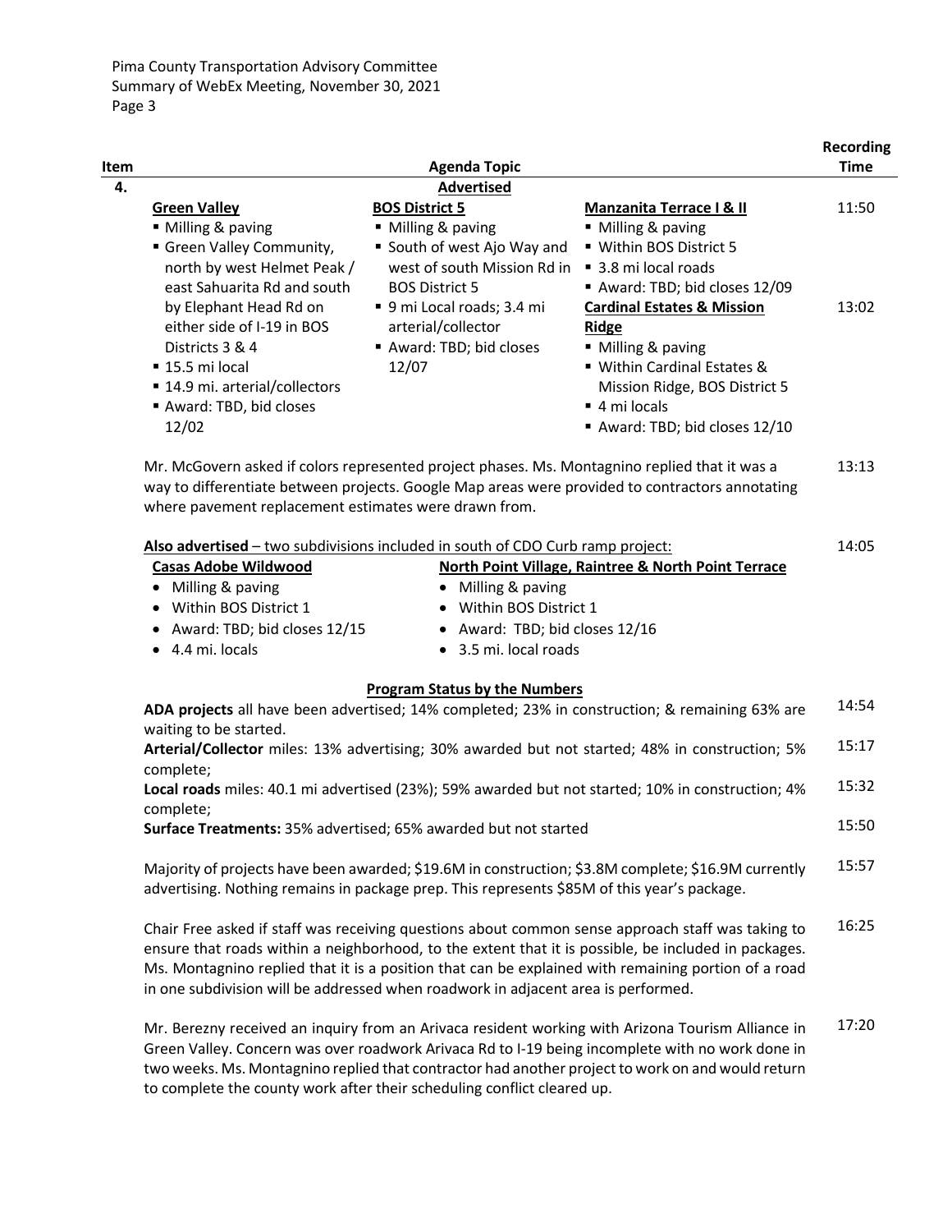| Item | Agenda Topic | | | Recording Time |
|---|---|---|---|---|
| 4. | **Advertised** | | | |
| | **Green Valley**<br>▪ Milling & paving<br>▪ Green Valley Community, north by west Helmet Peak / east Sahuarita Rd and south by Elephant Head Rd on either side of I-19 in BOS Districts 3 & 4<br>▪ 15.5 mi local<br>▪ 14.9 mi. arterial/collectors<br>▪ Award: TBD, bid closes 12/02 | **BOS District 5**<br>▪ Milling & paving<br>▪ South of west Ajo Way and west of south Mission Rd in BOS District 5<br>▪ 9 mi Local roads; 3.4 mi arterial/collector<br>▪ Award: TBD; bid closes 12/07 | **Manzanita Terrace I & II**<br>▪ Milling & paving<br>▪ Within BOS District 5<br>▪ 3.8 mi local roads<br>▪ Award: TBD; bid closes 12/09 | 11:50 |
| | | | **Cardinal Estates & Mission Ridge**<br>▪ Milling & paving<br>▪ Within Cardinal Estates & Mission Ridge, BOS District 5<br>▪ 4 mi locals<br>▪ Award: TBD; bid closes 12/10 | 13:02 |
| | Mr. McGovern asked if colors represented project phases. Ms. Montagnino replied that it was a way to differentiate between projects. Google Map areas were provided to contractors annotating where pavement replacement estimates were drawn from. | | | 13:13 |
| | **Also advertised** – two subdivisions included in south of CDO Curb ramp project: | | | 14:05 |
| | **Casas Adobe Wildwood**<br>• Milling & paving<br>• Within BOS District 1<br>• Award: TBD; bid closes 12/15<br>• 4.4 mi. locals | **North Point Village, Raintree & North Point Terrace**<br>• Milling & paving<br>• Within BOS District 1<br>• Award: TBD; bid closes 12/16<br>• 3.5 mi. local roads | | |
| | **Program Status by the Numbers** | | | |
| | **ADA projects** all have been advertised; 14% completed; 23% in construction; & remaining 63% are waiting to be started. | | | 14:54 |
| | **Arterial/Collector** miles: 13% advertising; 30% awarded but not started; 48% in construction; 5% complete; | | | 15:17 |
| | **Local roads** miles: 40.1 mi advertised (23%); 59% awarded but not started; 10% in construction; 4% complete; | | | 15:32 |
| | **Surface Treatments:** 35% advertised; 65% awarded but not started | | | 15:50 |
| | Majority of projects have been awarded; \$19.6M in construction; \$3.8M complete; \$16.9M currently advertising. Nothing remains in package prep. This represents \$85M of this year's package. | | | 15:57 |
| | Chair Free asked if staff was receiving questions about common sense approach staff was taking to ensure that roads within a neighborhood, to the extent that it is possible, be included in packages. Ms. Montagnino replied that it is a position that can be explained with remaining portion of a road in one subdivision will be addressed when roadwork in adjacent area is performed. | | | 16:25 |
| | Mr. Berezny received an inquiry from an Arivaca resident working with Arizona Tourism Alliance in Green Valley. Concern was over roadwork Arivaca Rd to I-19 being incomplete with no work done in two weeks. Ms. Montagnino replied that contractor had another project to work on and would return to complete the county work after their scheduling conflict cleared up. | | | 17:20 |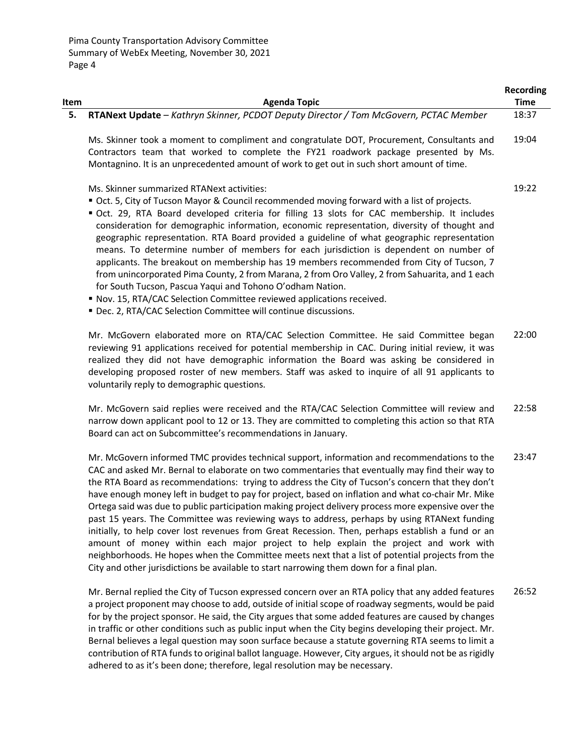| Item | Agenda Topic | Recording Time |
|---|---|---|
| 5. | **RTANext Update** – *Kathryn Skinner, PCDOT Deputy Director / Tom McGovern, PCTAC Member* | 18:37 |
| | Ms. Skinner took a moment to compliment and congratulate DOT, Procurement, Consultants and Contractors team that worked to complete the FY21 roadwork package presented by Ms. Montagnino. It is an unprecedented amount of work to get out in such short amount of time. | 19:04 |
| | Ms. Skinner summarized RTANext activities:<br>▪ Oct. 5, City of Tucson Mayor & Council recommended moving forward with a list of projects.<br>▪ Oct. 29, RTA Board developed criteria for filling 13 slots for CAC membership. It includes consideration for demographic information, economic representation, diversity of thought and geographic representation. RTA Board provided a guideline of what geographic representation means. To determine number of members for each jurisdiction is dependent on number of applicants. The breakout on membership has 19 members recommended from City of Tucson, 7 from unincorporated Pima County, 2 from Marana, 2 from Oro Valley, 2 from Sahuarita, and 1 each for South Tucson, Pascua Yaqui and Tohono O'odham Nation.<br>▪ Nov. 15, RTA/CAC Selection Committee reviewed applications received.<br>▪ Dec. 2, RTA/CAC Selection Committee will continue discussions. | 19:22 |
| | Mr. McGovern elaborated more on RTA/CAC Selection Committee. He said Committee began reviewing 91 applications received for potential membership in CAC. During initial review, it was realized they did not have demographic information the Board was asking be considered in developing proposed roster of new members. Staff was asked to inquire of all 91 applicants to voluntarily reply to demographic questions. | 22:00 |
| | Mr. McGovern said replies were received and the RTA/CAC Selection Committee will review and narrow down applicant pool to 12 or 13. They are committed to completing this action so that RTA Board can act on Subcommittee's recommendations in January. | 22:58 |
| | Mr. McGovern informed TMC provides technical support, information and recommendations to the CAC and asked Mr. Bernal to elaborate on two commentaries that eventually may find their way to the RTA Board as recommendations: trying to address the City of Tucson's concern that they don't have enough money left in budget to pay for project, based on inflation and what co-chair Mr. Mike Ortega said was due to public participation making project delivery process more expensive over the past 15 years. The Committee was reviewing ways to address, perhaps by using RTANext funding initially, to help cover lost revenues from Great Recession. Then, perhaps establish a fund or an amount of money within each major project to help explain the project and work with neighborhoods. He hopes when the Committee meets next that a list of potential projects from the City and other jurisdictions be available to start narrowing them down for a final plan. | 23:47 |
| | Mr. Bernal replied the City of Tucson expressed concern over an RTA policy that any added features a project proponent may choose to add, outside of initial scope of roadway segments, would be paid for by the project sponsor. He said, the City argues that some added features are caused by changes in traffic or other conditions such as public input when the City begins developing their project. Mr. Bernal believes a legal question may soon surface because a statute governing RTA seems to limit a contribution of RTA funds to original ballot language. However, City argues, it should not be as rigidly adhered to as it's been done; therefore, legal resolution may be necessary. | 26:52 |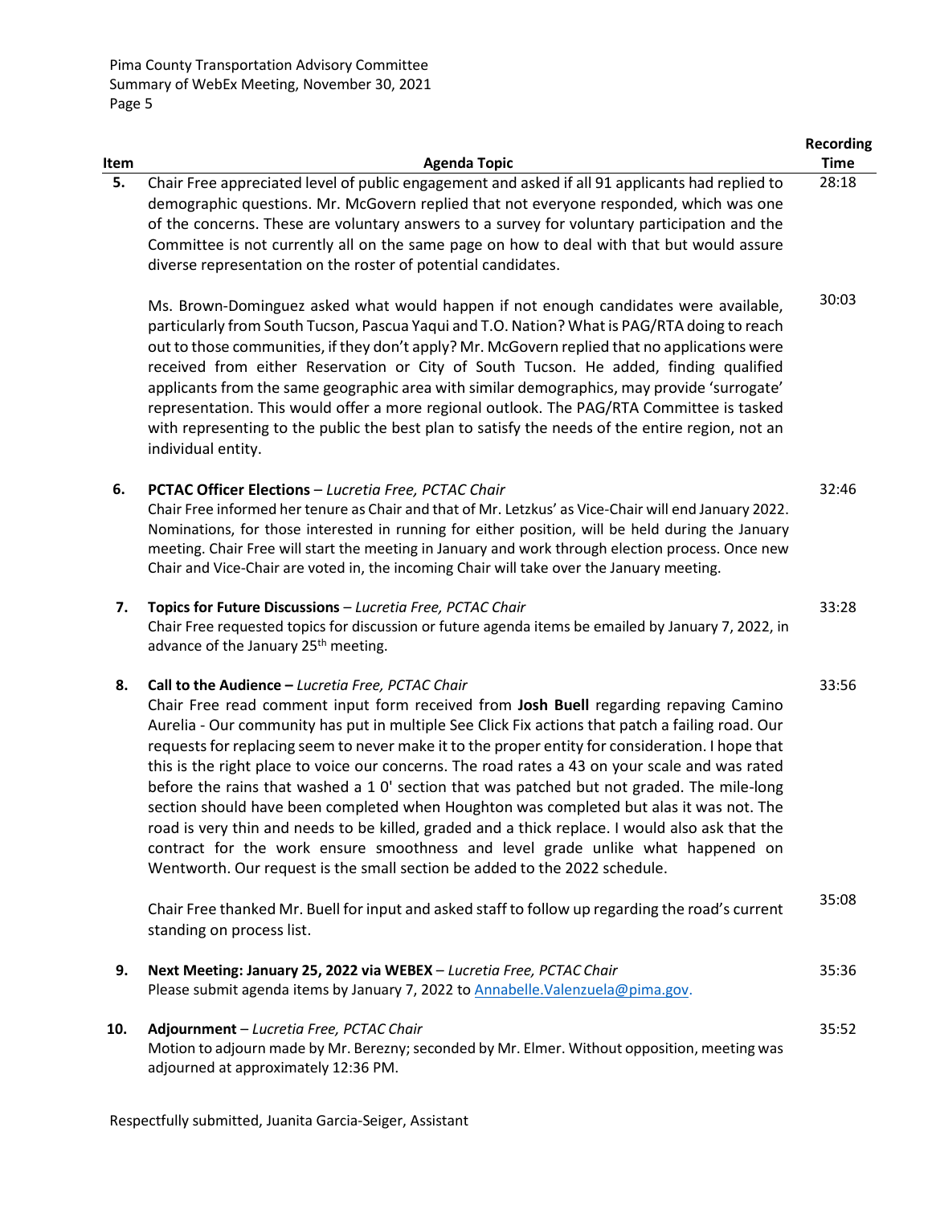| Item | Agenda Topic | Recording Time |
|---|---|---|
| 5. | Chair Free appreciated level of public engagement and asked if all 91 applicants had replied to demographic questions. Mr. McGovern replied that not everyone responded, which was one of the concerns. These are voluntary answers to a survey for voluntary participation and the Committee is not currently all on the same page on how to deal with that but would assure diverse representation on the roster of potential candidates. | 28:18 |
| | Ms. Brown-Dominguez asked what would happen if not enough candidates were available, particularly from South Tucson, Pascua Yaqui and T.O. Nation? What is PAG/RTA doing to reach out to those communities, if they don't apply? Mr. McGovern replied that no applications were received from either Reservation or City of South Tucson. He added, finding qualified applicants from the same geographic area with similar demographics, may provide 'surrogate' representation. This would offer a more regional outlook. The PAG/RTA Committee is tasked with representing to the public the best plan to satisfy the needs of the entire region, not an individual entity. | 30:03 |
| 6. | **PCTAC Officer Elections** – *Lucretia Free, PCTAC Chair*<br>Chair Free informed her tenure as Chair and that of Mr. Letzkus' as Vice-Chair will end January 2022. Nominations, for those interested in running for either position, will be held during the January meeting. Chair Free will start the meeting in January and work through election process. Once new Chair and Vice-Chair are voted in, the incoming Chair will take over the January meeting. | 32:46 |
| 7. | **Topics for Future Discussions** – *Lucretia Free, PCTAC Chair*<br>Chair Free requested topics for discussion or future agenda items be emailed by January 7, 2022, in advance of the January 25th meeting. | 33:28 |
| 8. | **Call to the Audience –** *Lucretia Free, PCTAC Chair*<br>Chair Free read comment input form received from **Josh Buell** regarding repaving Camino Aurelia - Our community has put in multiple See Click Fix actions that patch a failing road. Our requests for replacing seem to never make it to the proper entity for consideration. I hope that this is the right place to voice our concerns. The road rates a 43 on your scale and was rated before the rains that washed a 1 0' section that was patched but not graded. The mile-long section should have been completed when Houghton was completed but alas it was not. The road is very thin and needs to be killed, graded and a thick replace. I would also ask that the contract for the work ensure smoothness and level grade unlike what happened on Wentworth. Our request is the small section be added to the 2022 schedule. | 33:56 |
| | Chair Free thanked Mr. Buell for input and asked staff to follow up regarding the road's current standing on process list. | 35:08 |
| 9. | **Next Meeting: January 25, 2022 via WEBEX** – *Lucretia Free, PCTAC Chair*<br>Please submit agenda items by January 7, 2022 to Annabelle.Valenzuela@pima.gov. | 35:36 |
| 10. | **Adjournment** – *Lucretia Free, PCTAC Chair*<br>Motion to adjourn made by Mr. Berezny; seconded by Mr. Elmer. Without opposition, meeting was adjourned at approximately 12:36 PM. | 35:52 |

Respectfully submitted, Juanita Garcia-Seiger, Assistant